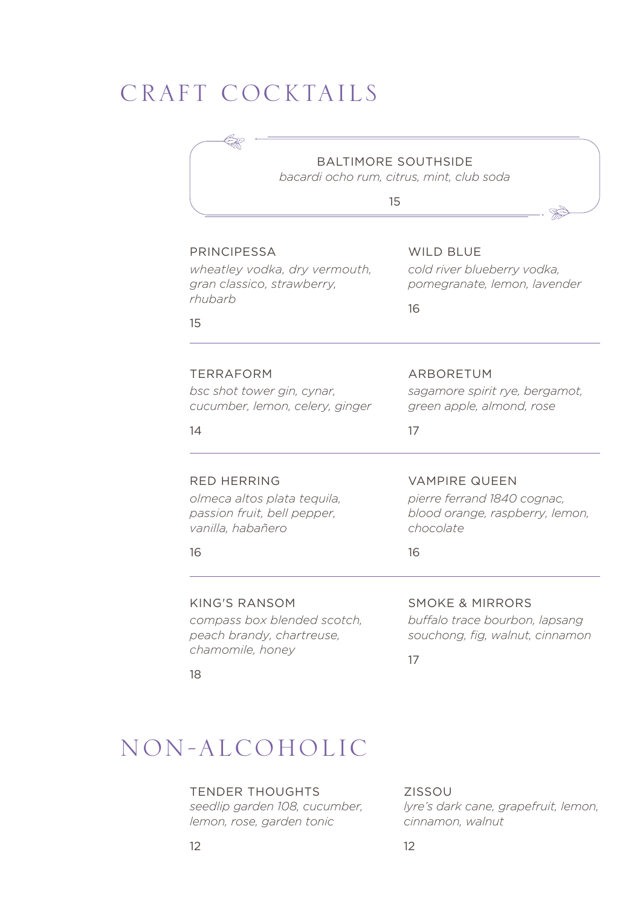# CRAFT COCKTAILS

### BALTIMORE SOUTHSIDE

*bacardi ocho rum, citrus, mint, club soda*

15

### PRINCIPESSA

*wheatley vodka, dry vermouth, gran classico, strawberry, rhubarb*

15

### WILD BLUE

*cold river blueberry vodka, pomegranate, lemon, lavender*

16

### TERRAFORM

*bsc shot tower gin, cynar, cucumber, lemon, celery, ginger*

14

### ARBORETUM

*sagamore spirit rye, bergamot, green apple, almond, rose*

17

### RED HERRING

*olmeca altos plata tequila, passion fruit, bell pepper, vanilla, habañero*

16

### VAMPIRE QUEEN

*pierre ferrand 1840 cognac, blood orange, raspberry, lemon, chocolate*

16

### KING'S RANSOM

*compass box blended scotch, peach brandy, chartreuse, chamomile, honey*

18

### SMOKE & MIRRORS

*buffalo trace bourbon, lapsang souchong, fig, walnut, cinnamon*

17

# NON-ALCOHOLIC

### TENDER THOUGHTS

*seedlip garden 108, cucumber, lemon, rose, garden tonic*

12

### ZISSOU

*lyre's dark cane, grapefruit, lemon, cinnamon, walnut*

12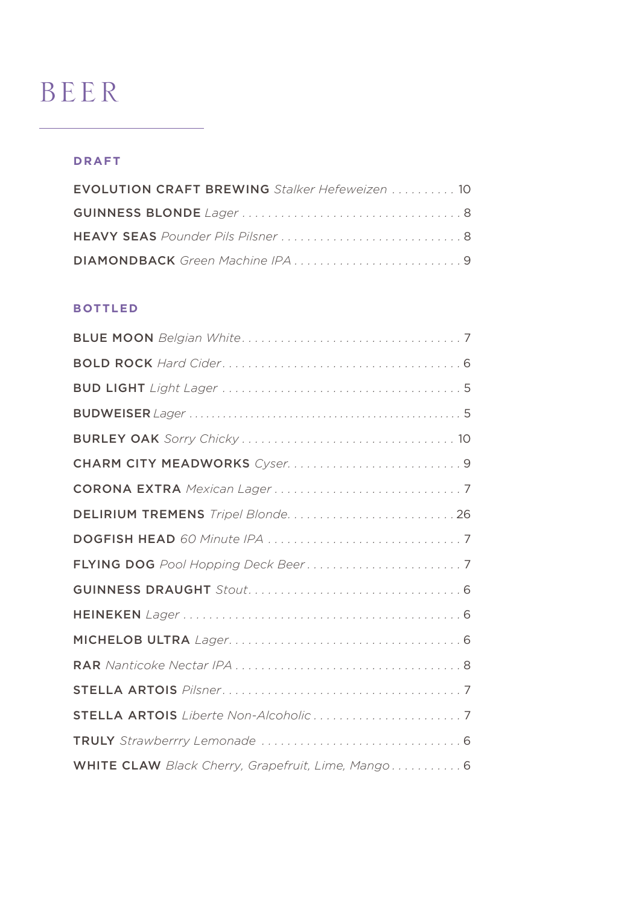# BEER

## DRAFT

**EVOLUTION CRAFT BREWING** *Stalker Hefeweizen* . . . . . . . . . . 10
**GUINNESS BLONDE** *Lager* . . . . . . . . . . . . . . . . . . . . . . . . . . . . . . . . . 8
**HEAVY SEAS** *Pounder Pils Pilsner* . . . . . . . . . . . . . . . . . . . . . . . . . . . 8
**DIAMONDBACK** *Green Machine IPA* . . . . . . . . . . . . . . . . . . . . . . . . . 9

## BOTTLED

**BLUE MOON** *Belgian White* . . . . . . . . . . . . . . . . . . . . . . . . . . . . . . . . 7
**BOLD ROCK** *Hard Cider* . . . . . . . . . . . . . . . . . . . . . . . . . . . . . . . . . . . 6
**BUD LIGHT** *Light Lager* . . . . . . . . . . . . . . . . . . . . . . . . . . . . . . . . . . 5
**BUDWEISER** *Lager* . . . . . . . . . . . . . . . . . . . . . . . . . . . . . . . . . . . . . . . . . 5
**BURLEY OAK** *Sorry Chicky* . . . . . . . . . . . . . . . . . . . . . . . . . . . . . . . . 10
**CHARM CITY MEADWORKS** *Cyser* . . . . . . . . . . . . . . . . . . . . . . . . . . 9
**CORONA EXTRA** *Mexican Lager* . . . . . . . . . . . . . . . . . . . . . . . . . . . . 7
**DELIRIUM TREMENS** *Tripel Blonde* . . . . . . . . . . . . . . . . . . . . . . . . . 26
**DOGFISH HEAD** *60 Minute IPA* . . . . . . . . . . . . . . . . . . . . . . . . . . . . . 7
**FLYING DOG** *Pool Hopping Deck Beer* . . . . . . . . . . . . . . . . . . . . . . . 7
**GUINNESS DRAUGHT** *Stout* . . . . . . . . . . . . . . . . . . . . . . . . . . . . . . . 6
**HEINEKEN** *Lager* . . . . . . . . . . . . . . . . . . . . . . . . . . . . . . . . . . . . . . . . 6
**MICHELOB ULTRA** *Lager* . . . . . . . . . . . . . . . . . . . . . . . . . . . . . . . . . . 6
**RAR** *Nanticoke Nectar IPA* . . . . . . . . . . . . . . . . . . . . . . . . . . . . . . . . 8
**STELLA ARTOIS** *Pilsner* . . . . . . . . . . . . . . . . . . . . . . . . . . . . . . . . . . 7
**STELLA ARTOIS** *Liberte Non-Alcoholic* . . . . . . . . . . . . . . . . . . . . . . 7
**TRULY** *Strawberrry Lemonade* . . . . . . . . . . . . . . . . . . . . . . . . . . . . . 6
**WHITE CLAW** *Black Cherry, Grapefruit, Lime, Mango* . . . . . . . . . . . 6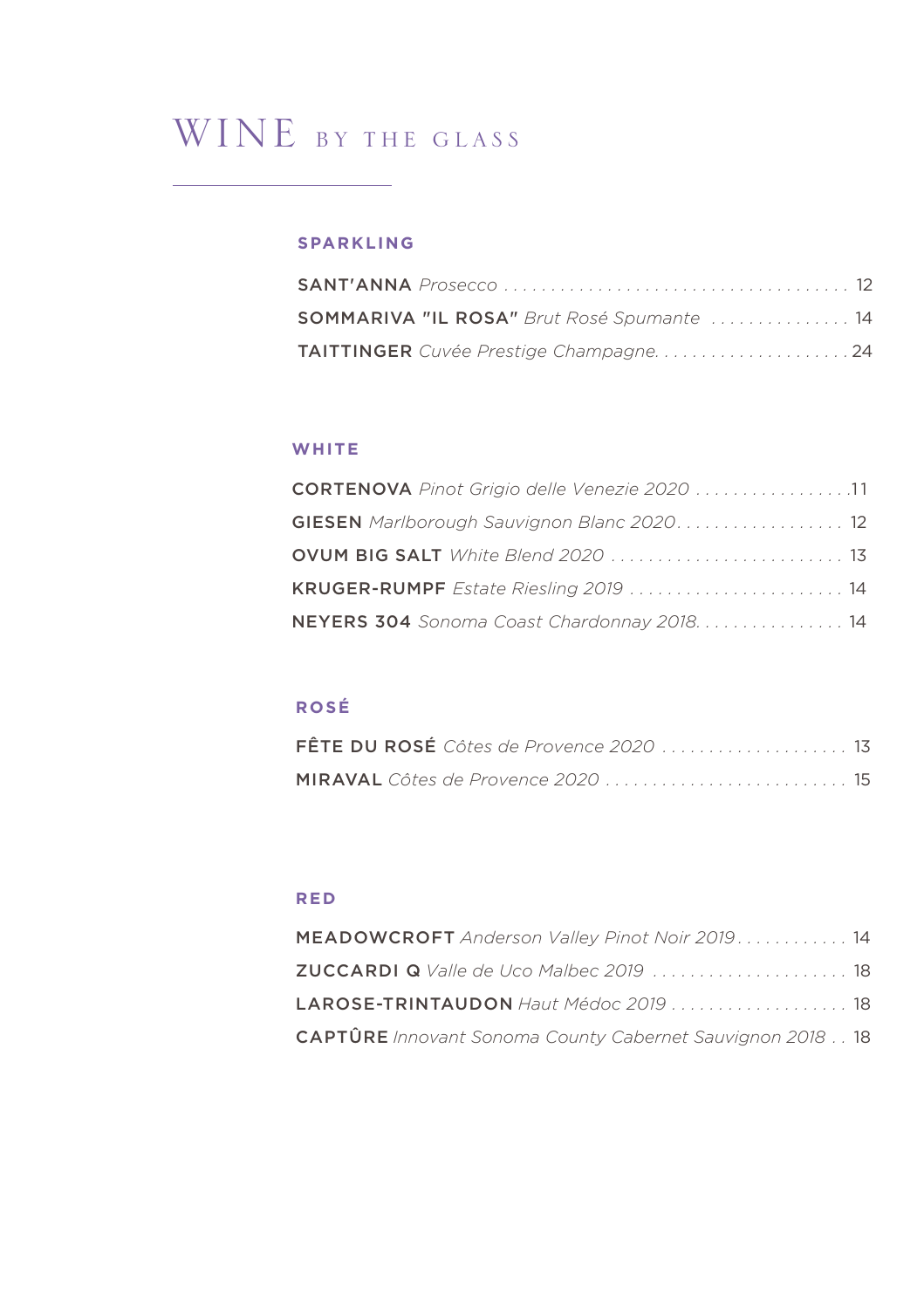# WINE BY THE GLASS

## SPARKLING

**SANT'ANNA** *Prosecco* . . . . . . . . . . . . . . . . . . . . . . . . . . . . . . . . . . . . . 12

**SOMMARIVA "IL ROSA"** *Brut Rosé Spumante* . . . . . . . . . . . . . . . 14

**TAITTINGER** *Cuvée Prestige Champagne*. . . . . . . . . . . . . . . . . . . . . 24

## WHITE

**CORTENOVA** *Pinot Grigio delle Venezie 2020* . . . . . . . . . . . . . . . . .11

**GIESEN** *Marlborough Sauvignon Blanc 2020*. . . . . . . . . . . . . . . . . . 12

**OVUM BIG SALT** *White Blend 2020* . . . . . . . . . . . . . . . . . . . . . . . . . 13

**KRUGER-RUMPF** *Estate Riesling 2019* . . . . . . . . . . . . . . . . . . . . . . . 14

**NEYERS 304** *Sonoma Coast Chardonnay 2018*. . . . . . . . . . . . . . . . 14

## ROSÉ

**FÊTE DU ROSÉ** *Côtes de Provence 2020* . . . . . . . . . . . . . . . . . . . . 13

**MIRAVAL** *Côtes de Provence 2020* . . . . . . . . . . . . . . . . . . . . . . . . . . 15

## RED

**MEADOWCROFT** *Anderson Valley Pinot Noir 2019*. . . . . . . . . . . . 14

**ZUCCARDI Q** *Valle de Uco Malbec 2019* . . . . . . . . . . . . . . . . . . . . . 18

**LAROSE-TRINTAUDON** *Haut Médoc 2019* . . . . . . . . . . . . . . . . . . . 18

**CAPTÛRE** *Innovant Sonoma County Cabernet Sauvignon 2018* . . 18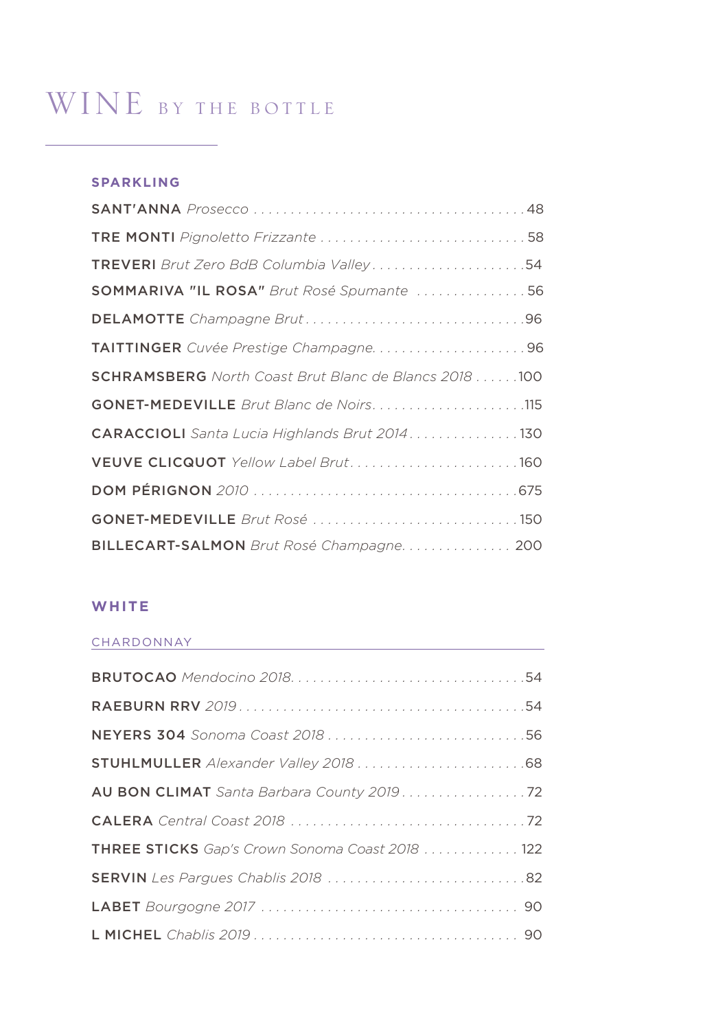# WINE BY THE BOTTLE

## SPARKLING

**SANT'ANNA** *Prosecco* . . . . 48

**TRE MONTI** *Pignoletto Frizzante* . . . . 58

**TREVERI** *Brut Zero BdB Columbia Valley* . . . . 54

**SOMMARIVA "IL ROSA"** *Brut Rosé Spumante* . . . . 56

**DELAMOTTE** *Champagne Brut* . . . . 96

**TAITTINGER** *Cuvée Prestige Champagne* . . . . 96

**SCHRAMSBERG** *North Coast Brut Blanc de Blancs 2018* . . . . 100

**GONET-MEDEVILLE** *Brut Blanc de Noirs* . . . . 115

**CARACCIOLI** *Santa Lucia Highlands Brut 2014* . . . . 130

**VEUVE CLICQUOT** *Yellow Label Brut* . . . . 160

**DOM PÉRIGNON** *2010* . . . . 675

**GONET-MEDEVILLE** *Brut Rosé* . . . . 150

**BILLECART-SALMON** *Brut Rosé Champagne* . . . . 200

## WHITE

### CHARDONNAY

**BRUTOCAO** *Mendocino 2018* . . . . 54

**RAEBURN RRV** *2019* . . . . 54

**NEYERS 304** *Sonoma Coast 2018* . . . . 56

**STUHLMULLER** *Alexander Valley 2018* . . . . 68

**AU BON CLIMAT** *Santa Barbara County 2019* . . . . 72

**CALERA** *Central Coast 2018* . . . . 72

**THREE STICKS** *Gap's Crown Sonoma Coast 2018* . . . . 122

**SERVIN** *Les Pargues Chablis 2018* . . . . 82

**LABET** *Bourgogne 2017* . . . . 90

**L MICHEL** *Chablis 2019* . . . . 90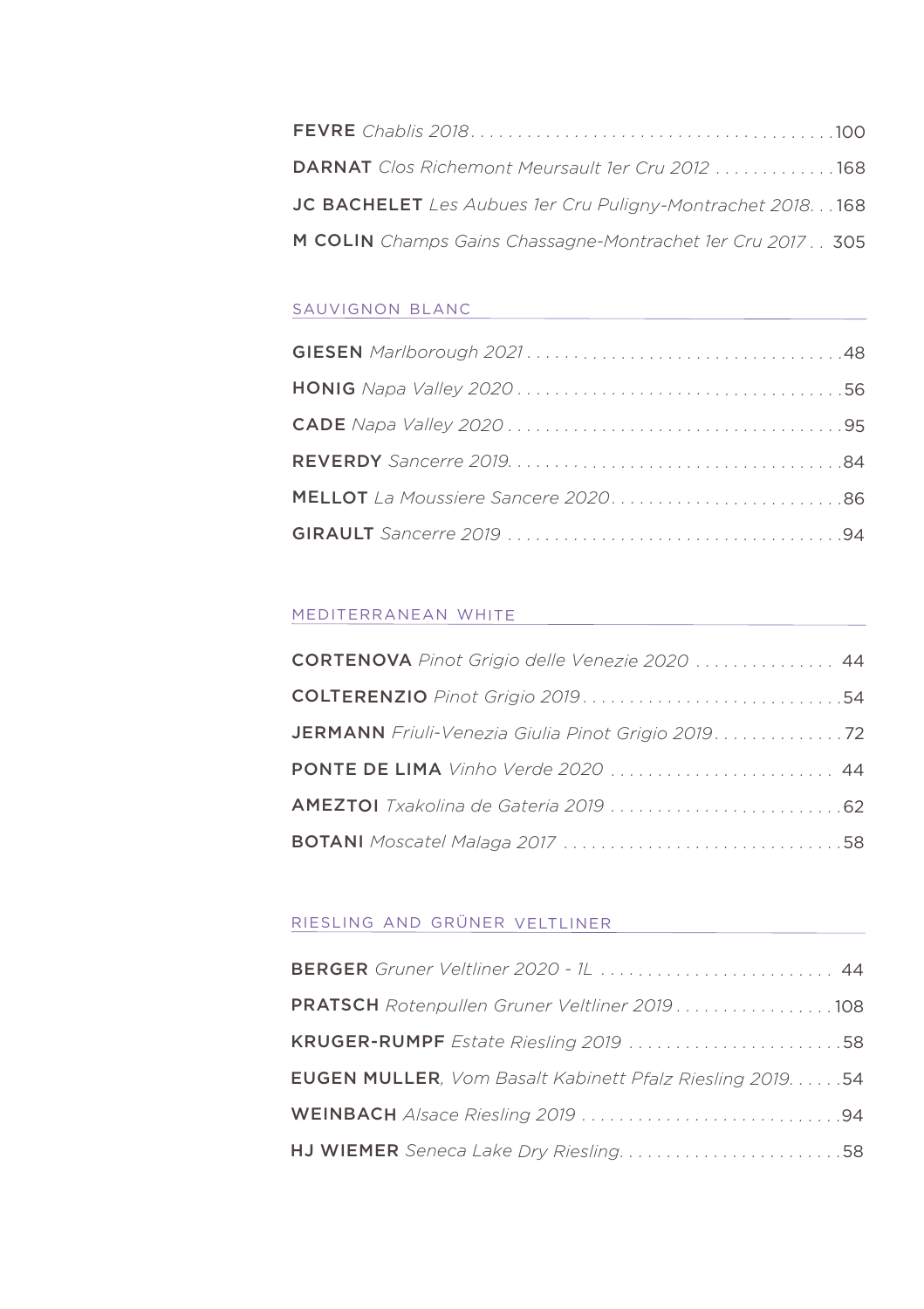**FEVRE** *Chablis 2018* . . . . . . . . . . . . . . . . . . . . . . . . . . . . . . . . . . . . . .100

**DARNAT** *Clos Richemont Meursault 1er Cru 2012* . . . . . . . . . . . . .168

**JC BACHELET** *Les Aubues 1er Cru Puligny-Montrachet 2018*. . .168

**M COLIN** *Champs Gains Chassagne-Montrachet 1er Cru 2017* . . 305

## SAUVIGNON BLANC

**GIESEN** *Marlborough 2021* . . . . . . . . . . . . . . . . . . . . . . . . . . . . . . . . .48

**HONIG** *Napa Valley 2020* . . . . . . . . . . . . . . . . . . . . . . . . . . . . . . . . . .56

**CADE** *Napa Valley 2020* . . . . . . . . . . . . . . . . . . . . . . . . . . . . . . . . . . .95

**REVERDY** *Sancerre 2019.* . . . . . . . . . . . . . . . . . . . . . . . . . . . . . . . . . .84

**MELLOT** *La Moussiere Sancere 2020*. . . . . . . . . . . . . . . . . . . . . . . . .86

**GIRAULT** *Sancerre 2019* . . . . . . . . . . . . . . . . . . . . . . . . . . . . . . . . . . .94

## MEDITERRANEAN WHITE

**CORTENOVA** *Pinot Grigio delle Venezie 2020* . . . . . . . . . . . . . . . 44

**COLTERENZIO** *Pinot Grigio 2019*. . . . . . . . . . . . . . . . . . . . . . . . . . . .54

**JERMANN** *Friuli-Venezia Giulia Pinot Grigio 2019*. . . . . . . . . . . . . .72

**PONTE DE LIMA** *Vinho Verde 2020* . . . . . . . . . . . . . . . . . . . . . . . . 44

**AMEZTOI** *Txakolina de Gateria 2019* . . . . . . . . . . . . . . . . . . . . . . . . .62

**BOTANI** *Moscatel Malaga 2017* . . . . . . . . . . . . . . . . . . . . . . . . . . . . .58

## RIESLING AND GRÜNER VELTLINER

**BERGER** *Gruner Veltliner 2020 - 1L* . . . . . . . . . . . . . . . . . . . . . . . . . 44

**PRATSCH** *Rotenpullen Gruner Veltliner 2019* . . . . . . . . . . . . . . . . .108

**KRUGER-RUMPF** *Estate Riesling 2019* . . . . . . . . . . . . . . . . . . . . . . .58

**EUGEN MULLER**, *Vom Basalt Kabinett Pfalz Riesling 2019*. . . . . .54

**WEINBACH** *Alsace Riesling 2019* . . . . . . . . . . . . . . . . . . . . . . . . . . . .94

**HJ WIEMER** *Seneca Lake Dry Riesling*. . . . . . . . . . . . . . . . . . . . . . . .58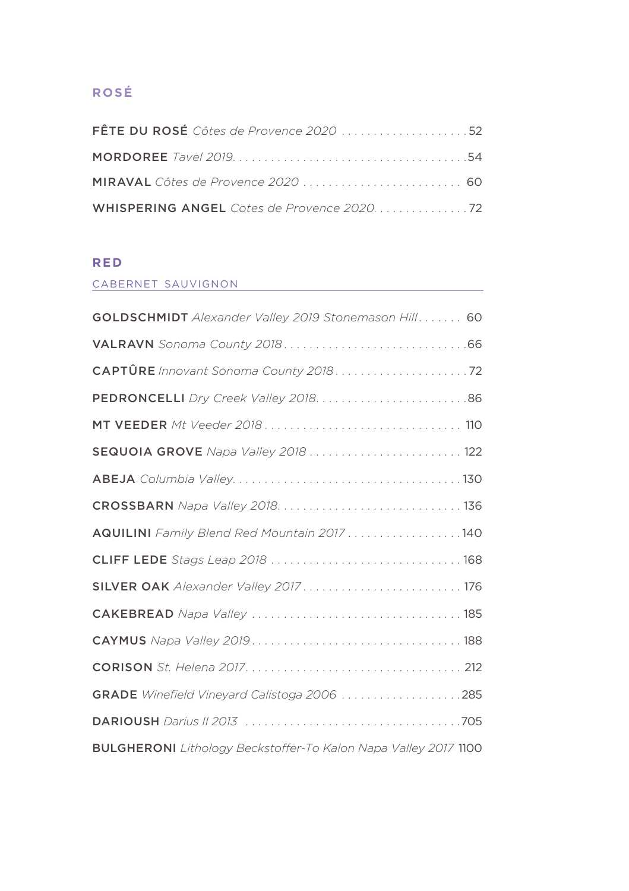## ROSÉ

**FÊTE DU ROSÉ** *Côtes de Provence 2020* . . . . . . . . . . . . . . . . . . . . .52

**MORDOREE** *Tavel 2019* . . . . . . . . . . . . . . . . . . . . . . . . . . . . . . . . . . . . . .54

**MIRAVAL** *Côtes de Provence 2020* . . . . . . . . . . . . . . . . . . . . . . . . . 60

**WHISPERING ANGEL** *Cotes de Provence 2020* . . . . . . . . . . . . . . . .72

## RED

### CABERNET SAUVIGNON

**GOLDSCHMIDT** *Alexander Valley 2019 Stonemason Hill* . . . . . . . 60

**VALRAVN** *Sonoma County 2018* . . . . . . . . . . . . . . . . . . . . . . . . . . . . .66

**CAPTÛRE** *Innovant Sonoma County 2018* . . . . . . . . . . . . . . . . . . . . . .72

**PEDRONCELLI** *Dry Creek Valley 2018* . . . . . . . . . . . . . . . . . . . . . . . . .86

**MT VEEDER** *Mt Veeder 2018* . . . . . . . . . . . . . . . . . . . . . . . . . . . . . . . 110

**SEQUOIA GROVE** *Napa Valley 2018* . . . . . . . . . . . . . . . . . . . . . . . . 122

**ABEJA** *Columbia Valley* . . . . . . . . . . . . . . . . . . . . . . . . . . . . . . . . . . . .130

**CROSSBARN** *Napa Valley 2018* . . . . . . . . . . . . . . . . . . . . . . . . . . . . . 136

**AQUILINI** *Family Blend Red Mountain 2017* . . . . . . . . . . . . . . . . . .140

**CLIFF LEDE** *Stags Leap 2018* . . . . . . . . . . . . . . . . . . . . . . . . . . . . . . 168

**SILVER OAK** *Alexander Valley 2017* . . . . . . . . . . . . . . . . . . . . . . . . . 176

**CAKEBREAD** *Napa Valley* . . . . . . . . . . . . . . . . . . . . . . . . . . . . . . . . . 185

**CAYMUS** *Napa Valley 2019* . . . . . . . . . . . . . . . . . . . . . . . . . . . . . . . . 188

**CORISON** *St. Helena 2017* . . . . . . . . . . . . . . . . . . . . . . . . . . . . . . . . . 212

**GRADE** *Winefield Vineyard Calistoga 2006* . . . . . . . . . . . . . . . . . . .285

**DARIOUSH** *Darius II 2013* . . . . . . . . . . . . . . . . . . . . . . . . . . . . . . . . . .705

**BULGHERONI** *Lithology Beckstoffer-To Kalon Napa Valley 2017* 1100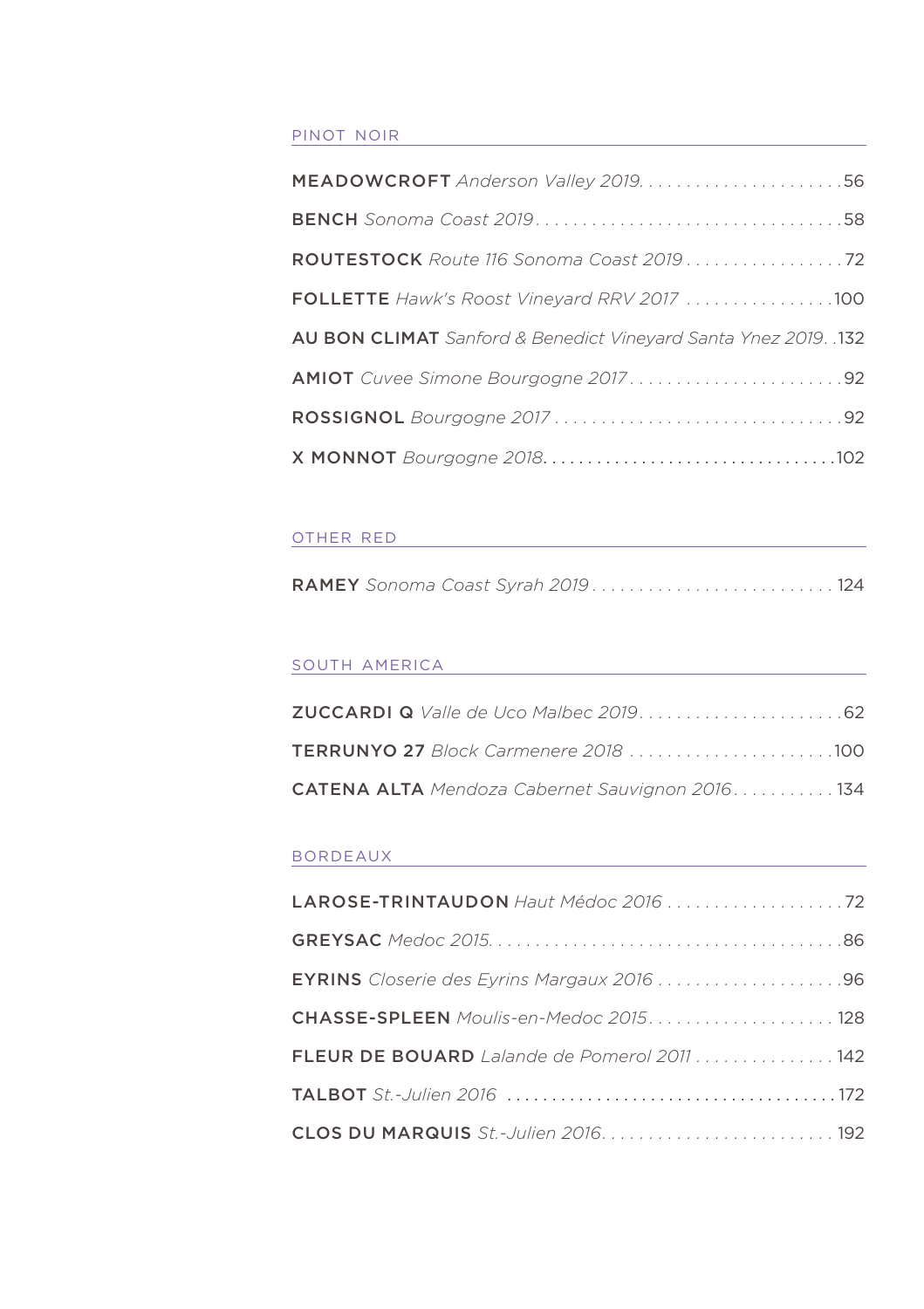## PINOT NOIR

**MEADOWCROFT** *Anderson Valley 2019* . . . 56

**BENCH** *Sonoma Coast 2019* . . . 58

**ROUTESTOCK** *Route 116 Sonoma Coast 2019* . . . 72

**FOLLETTE** *Hawk's Roost Vineyard RRV 2017* . . . 100

**AU BON CLIMAT** *Sanford & Benedict Vineyard Santa Ynez 2019* . . . 132

**AMIOT** *Cuvee Simone Bourgogne 2017* . . . 92

**ROSSIGNOL** *Bourgogne 2017* . . . 92

**X MONNOT** *Bourgogne 2018* . . . 102

## OTHER RED

**RAMEY** *Sonoma Coast Syrah 2019* . . . 124

## SOUTH AMERICA

**ZUCCARDI Q** *Valle de Uco Malbec 2019* . . . 62

**TERRUNYO 27** *Block Carmenere 2018* . . . 100

**CATENA ALTA** *Mendoza Cabernet Sauvignon 2016* . . . 134

## BORDEAUX

**LAROSE-TRINTAUDON** *Haut Médoc 2016* . . . 72

**GREYSAC** *Medoc 2015* . . . 86

**EYRINS** *Closerie des Eyrins Margaux 2016* . . . 96

**CHASSE-SPLEEN** *Moulis-en-Medoc 2015* . . . 128

**FLEUR DE BOUARD** *Lalande de Pomerol 2011* . . . 142

**TALBOT** *St.-Julien 2016* . . . 172

**CLOS DU MARQUIS** *St.-Julien 2016* . . . 192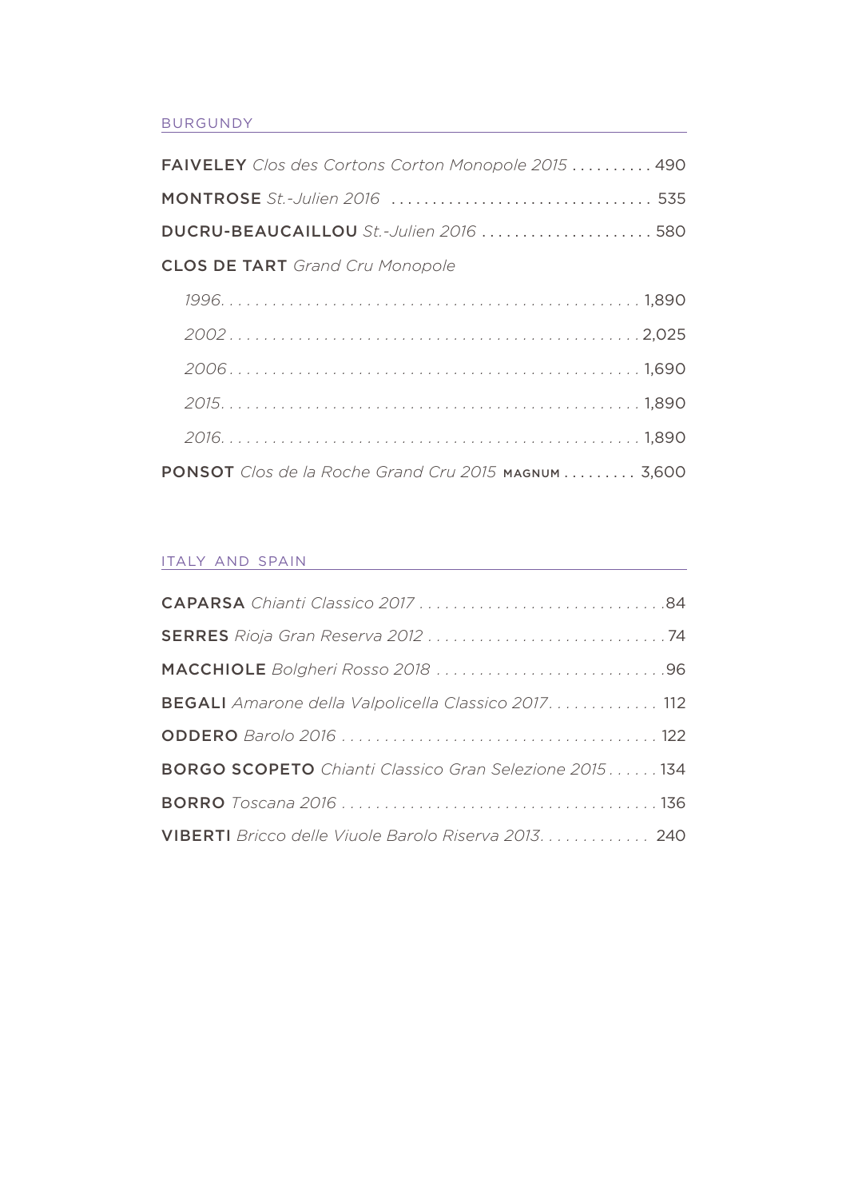## BURGUNDY

**FAIVELEY** *Clos des Cortons Corton Monopole 2015* .......... 490

**MONTROSE** *St.-Julien 2016* ................................ 535

**DUCRU-BEAUCAILLOU** *St.-Julien 2016* ..................... 580

**CLOS DE TART** *Grand Cru Monopole*

- *1996*................................................ 1,890
- *2002*................................................ 2,025
- *2006*................................................ 1,690
- *2015*................................................ 1,890
- *2016*................................................ 1,890

**PONSOT** *Clos de la Roche Grand Cru 2015* MAGNUM ......... 3,600

## ITALY AND SPAIN

**CAPARSA** *Chianti Classico 2017* ............................. 84

**SERRES** *Rioja Gran Reserva 2012* ............................ 74

**MACCHIOLE** *Bolgheri Rosso 2018* ........................... 96

**BEGALI** *Amarone della Valpolicella Classico 2017*............. 112

**ODDERO** *Barolo 2016* ....................................... 122

**BORGO SCOPETO** *Chianti Classico Gran Selezione 2015* ...... 134

**BORRO** *Toscana 2016* ....................................... 136

**VIBERTI** *Bricco delle Viuole Barolo Riserva 2013*............. 240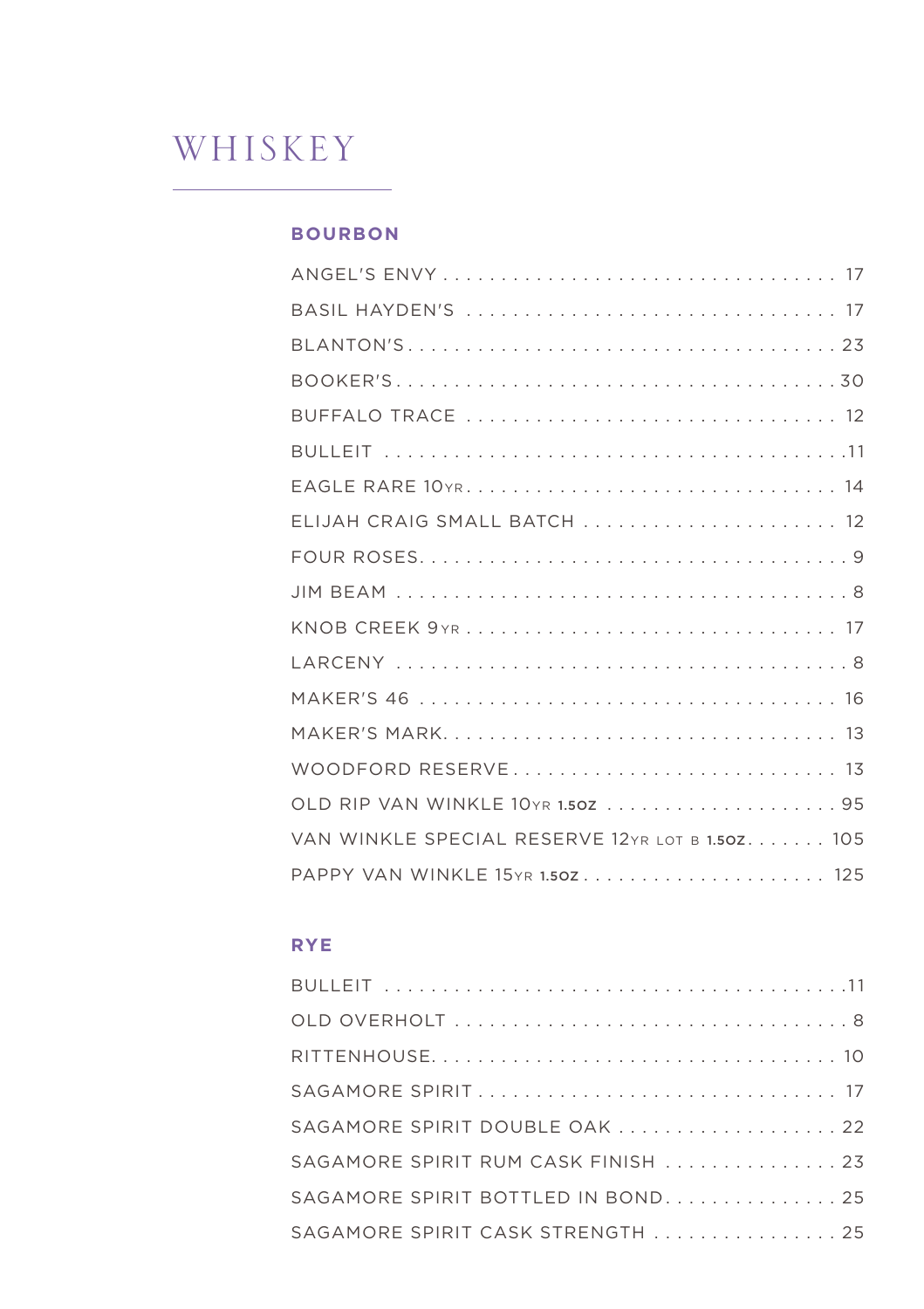# WHISKEY

## BOURBON

| Item | Price |
|---|---|
| ANGEL'S ENVY | 17 |
| BASIL HAYDEN'S | 17 |
| BLANTON'S | 23 |
| BOOKER'S | 30 |
| BUFFALO TRACE | 12 |
| BULLEIT | 11 |
| EAGLE RARE 10YR | 14 |
| ELIJAH CRAIG SMALL BATCH | 12 |
| FOUR ROSES | 9 |
| JIM BEAM | 8 |
| KNOB CREEK 9YR | 17 |
| LARCENY | 8 |
| MAKER'S 46 | 16 |
| MAKER'S MARK | 13 |
| WOODFORD RESERVE | 13 |
| OLD RIP VAN WINKLE 10YR 1.5OZ | 95 |
| VAN WINKLE SPECIAL RESERVE 12YR LOT B 1.5OZ | 105 |
| PAPPY VAN WINKLE 15YR 1.5OZ | 125 |

## RYE

| Item | Price |
|---|---|
| BULLEIT | 11 |
| OLD OVERHOLT | 8 |
| RITTENHOUSE | 10 |
| SAGAMORE SPIRIT | 17 |
| SAGAMORE SPIRIT DOUBLE OAK | 22 |
| SAGAMORE SPIRIT RUM CASK FINISH | 23 |
| SAGAMORE SPIRIT BOTTLED IN BOND | 25 |
| SAGAMORE SPIRIT CASK STRENGTH | 25 |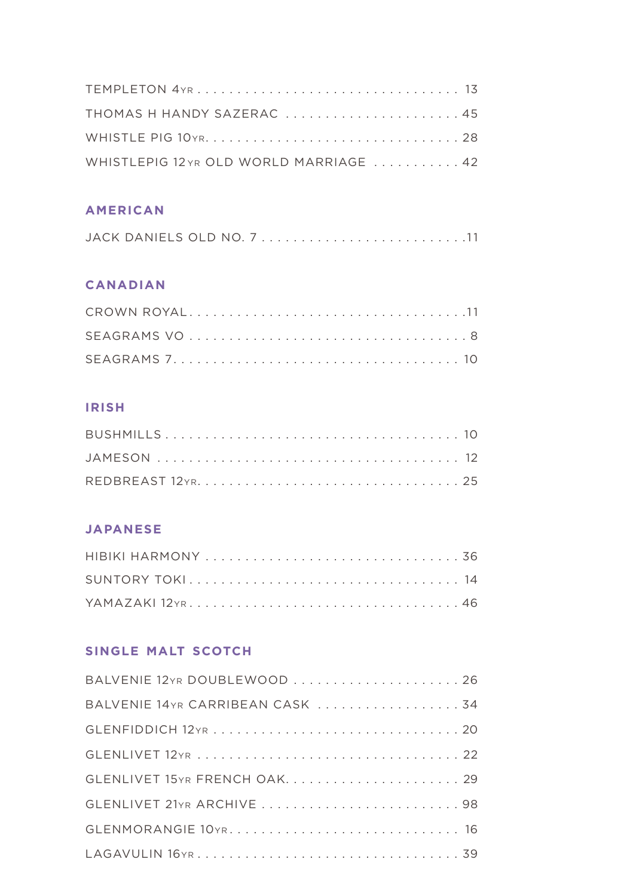TEMPLETON 4YR . . . . . . . . . . . . . . . . . . . . . . . . . . . . . . . . . 13
THOMAS H HANDY SAZERAC . . . . . . . . . . . . . . . . . . . . . 45
WHISTLE PIG 10YR. . . . . . . . . . . . . . . . . . . . . . . . . . . . . . . . 28
WHISTLEPIG 12YR OLD WORLD MARRIAGE . . . . . . . . . . . 42

## AMERICAN

JACK DANIELS OLD NO. 7 . . . . . . . . . . . . . . . . . . . . . . . . . .11

## CANADIAN

CROWN ROYAL. . . . . . . . . . . . . . . . . . . . . . . . . . . . . . . . . .11
SEAGRAMS VO . . . . . . . . . . . . . . . . . . . . . . . . . . . . . . . . . 8
SEAGRAMS 7. . . . . . . . . . . . . . . . . . . . . . . . . . . . . . . . . . 10

## IRISH

BUSHMILLS . . . . . . . . . . . . . . . . . . . . . . . . . . . . . . . . . . . 10
JAMESON . . . . . . . . . . . . . . . . . . . . . . . . . . . . . . . . . . . . 12
REDBREAST 12YR. . . . . . . . . . . . . . . . . . . . . . . . . . . . . . . 25

## JAPANESE

HIBIKI HARMONY . . . . . . . . . . . . . . . . . . . . . . . . . . . . . . . 36
SUNTORY TOKI . . . . . . . . . . . . . . . . . . . . . . . . . . . . . . . . . 14
YAMAZAKI 12YR . . . . . . . . . . . . . . . . . . . . . . . . . . . . . . . . . 46

## SINGLE MALT SCOTCH

BALVENIE 12YR DOUBLEWOOD . . . . . . . . . . . . . . . . . . . . . 26
BALVENIE 14YR CARRIBEAN CASK . . . . . . . . . . . . . . . . . . 34
GLENFIDDICH 12YR . . . . . . . . . . . . . . . . . . . . . . . . . . . . . . 20
GLENLIVET 12YR . . . . . . . . . . . . . . . . . . . . . . . . . . . . . . . . 22
GLENLIVET 15YR FRENCH OAK. . . . . . . . . . . . . . . . . . . . . . 29
GLENLIVET 21YR ARCHIVE . . . . . . . . . . . . . . . . . . . . . . . . . 98
GLENMORANGIE 10YR. . . . . . . . . . . . . . . . . . . . . . . . . . . . 16
LAGAVULIN 16YR . . . . . . . . . . . . . . . . . . . . . . . . . . . . . . . . 39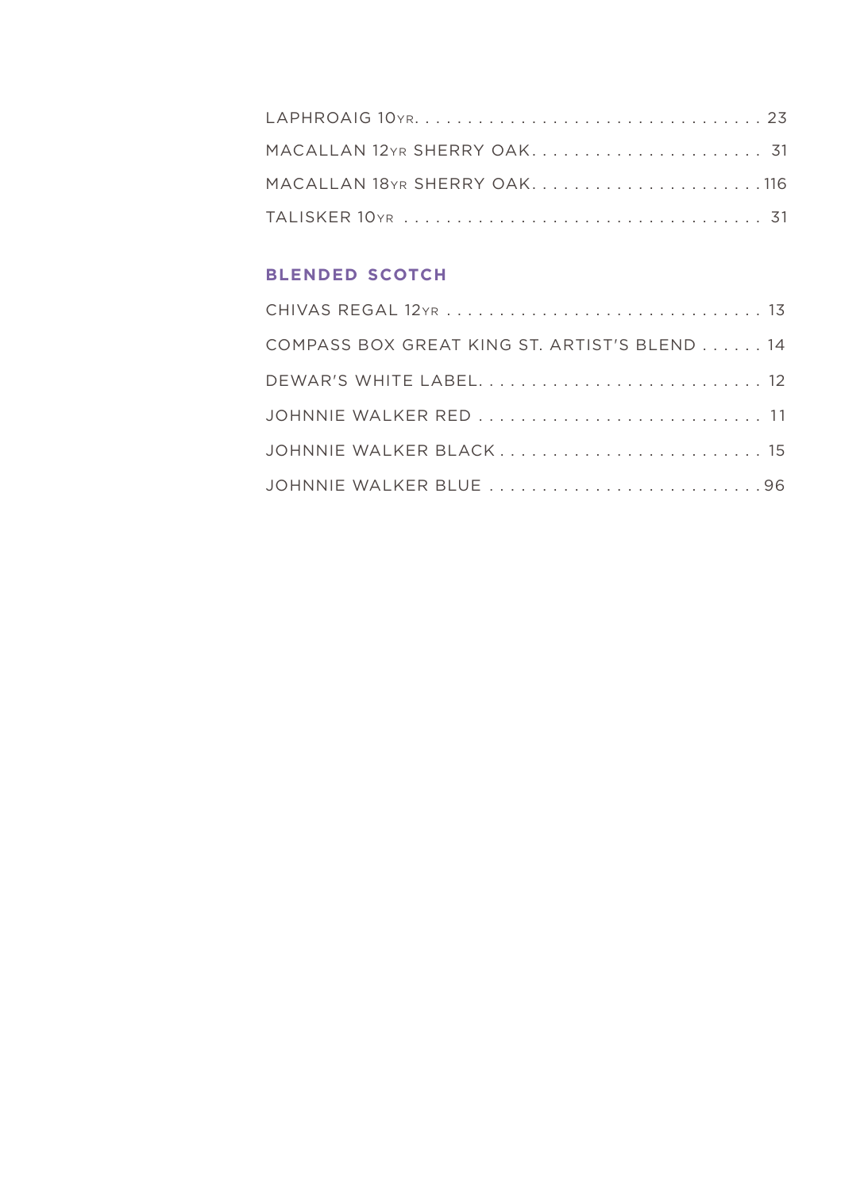LAPHROAIG 10YR . . . . . . . . . . . . . . . . . . . . . . . . . . . . . . . . 23

MACALLAN 12YR SHERRY OAK . . . . . . . . . . . . . . . . . . . . . . 31

MACALLAN 18YR SHERRY OAK . . . . . . . . . . . . . . . . . . . . . . 116

TALISKER 10YR . . . . . . . . . . . . . . . . . . . . . . . . . . . . . . . . . 31

### BLENDED SCOTCH

CHIVAS REGAL 12YR . . . . . . . . . . . . . . . . . . . . . . . . . . . . . . 13

COMPASS BOX GREAT KING ST. ARTIST'S BLEND . . . . . . 14

DEWAR'S WHITE LABEL . . . . . . . . . . . . . . . . . . . . . . . . . . . 12

JOHNNIE WALKER RED . . . . . . . . . . . . . . . . . . . . . . . . . . . 11

JOHNNIE WALKER BLACK . . . . . . . . . . . . . . . . . . . . . . . . . 15

JOHNNIE WALKER BLUE . . . . . . . . . . . . . . . . . . . . . . . . . . 96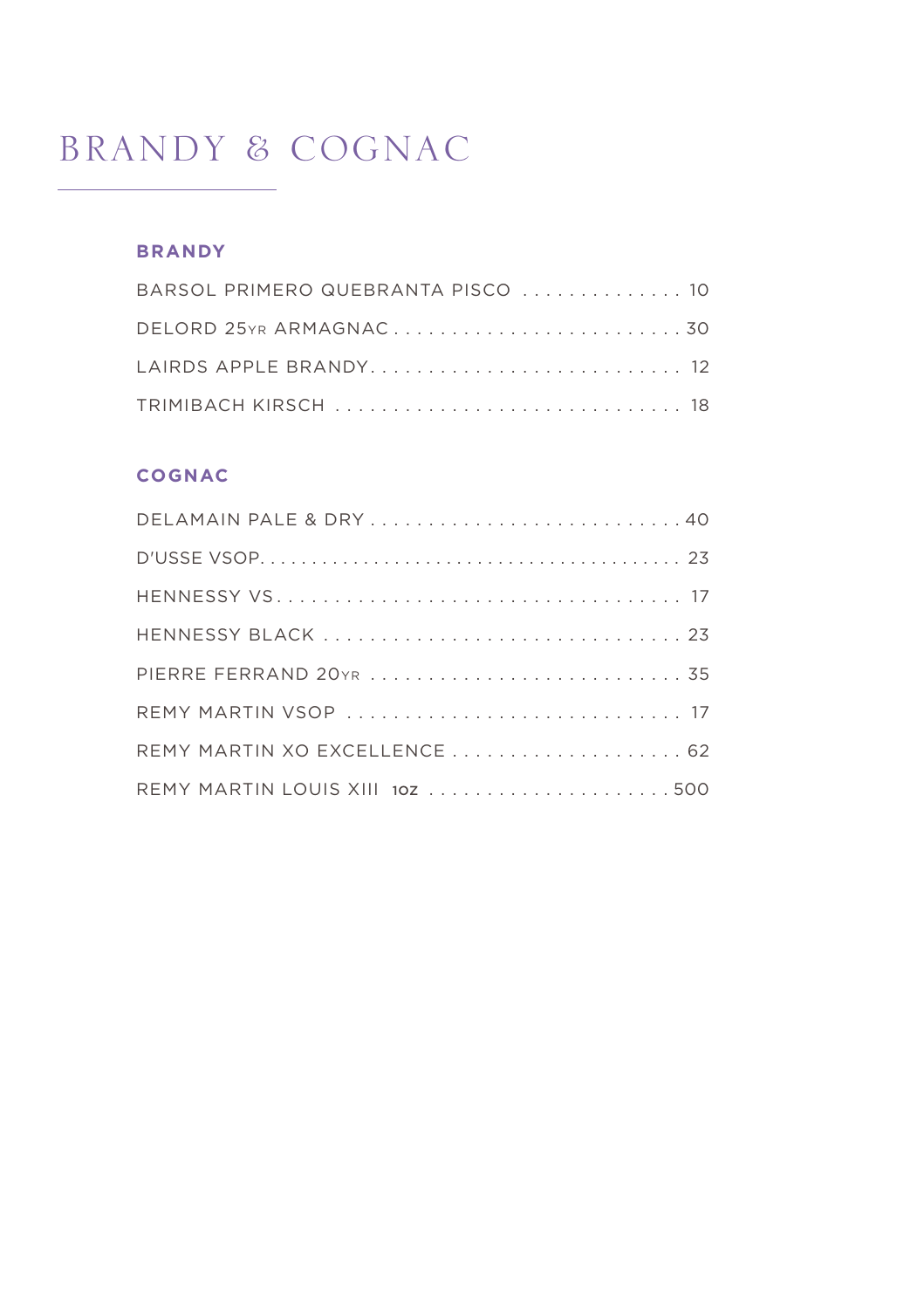# BRANDY & COGNAC

## BRANDY

BARSOL PRIMERO QUEBRANTA PISCO . . . . . . . . . . . . . . 10

DELORD 25YR ARMAGNAC . . . . . . . . . . . . . . . . . . . . . . . . . 30

LAIRDS APPLE BRANDY. . . . . . . . . . . . . . . . . . . . . . . . . . . 12

TRIMIBACH KIRSCH . . . . . . . . . . . . . . . . . . . . . . . . . . . . . 18

## COGNAC

DELAMAIN PALE & DRY . . . . . . . . . . . . . . . . . . . . . . . . . . . 40

D'USSE VSOP. . . . . . . . . . . . . . . . . . . . . . . . . . . . . . . . . . . . . . 23

HENNESSY VS. . . . . . . . . . . . . . . . . . . . . . . . . . . . . . . . . . . 17

HENNESSY BLACK . . . . . . . . . . . . . . . . . . . . . . . . . . . . . . . 23

PIERRE FERRAND 20YR . . . . . . . . . . . . . . . . . . . . . . . . . . . 35

REMY MARTIN VSOP . . . . . . . . . . . . . . . . . . . . . . . . . . . . 17

REMY MARTIN XO EXCELLENCE . . . . . . . . . . . . . . . . . . . . 62

REMY MARTIN LOUIS XIII 1oz . . . . . . . . . . . . . . . . . . . . . 500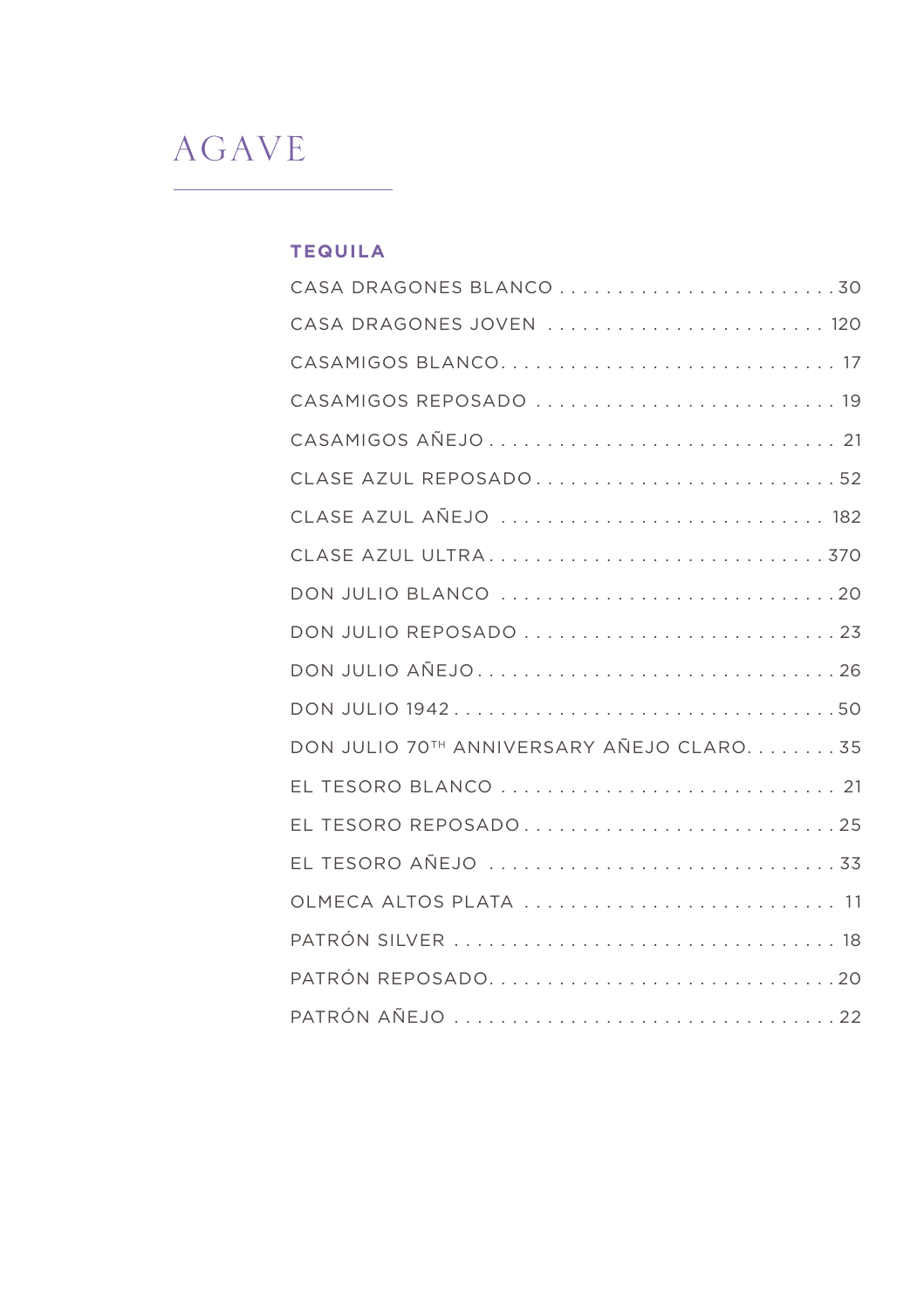# AGAVE

## TEQUILA

| Item | Price |
| --- | --- |
| CASA DRAGONES BLANCO | 30 |
| CASA DRAGONES JOVEN | 120 |
| CASAMIGOS BLANCO | 17 |
| CASAMIGOS REPOSADO | 19 |
| CASAMIGOS AÑEJO | 21 |
| CLASE AZUL REPOSADO | 52 |
| CLASE AZUL AÑEJO | 182 |
| CLASE AZUL ULTRA | 370 |
| DON JULIO BLANCO | 20 |
| DON JULIO REPOSADO | 23 |
| DON JULIO AÑEJO | 26 |
| DON JULIO 1942 | 50 |
| DON JULIO 70TH ANNIVERSARY AÑEJO CLARO | 35 |
| EL TESORO BLANCO | 21 |
| EL TESORO REPOSADO | 25 |
| EL TESORO AÑEJO | 33 |
| OLMECA ALTOS PLATA | 11 |
| PATRÓN SILVER | 18 |
| PATRÓN REPOSADO | 20 |
| PATRÓN AÑEJO | 22 |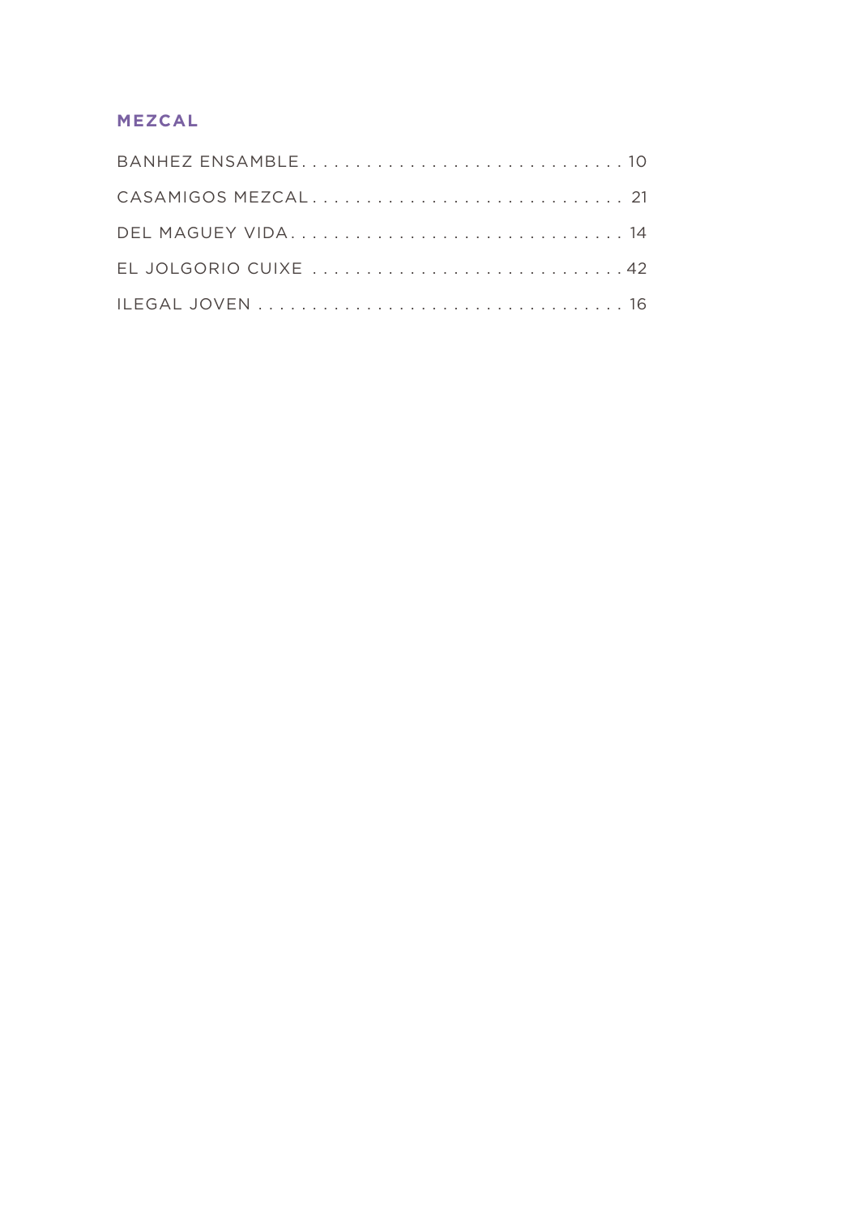## MEZCAL

BANHEZ ENSAMBLE . . . . . . . . . . . . . . . . . . . . . . . . . . . . . . . 10

CASAMIGOS MEZCAL . . . . . . . . . . . . . . . . . . . . . . . . . . . . . 21

DEL MAGUEY VIDA . . . . . . . . . . . . . . . . . . . . . . . . . . . . . . . . 14

EL JOLGORIO CUIXE . . . . . . . . . . . . . . . . . . . . . . . . . . . . . 42

ILEGAL JOVEN . . . . . . . . . . . . . . . . . . . . . . . . . . . . . . . . . . 16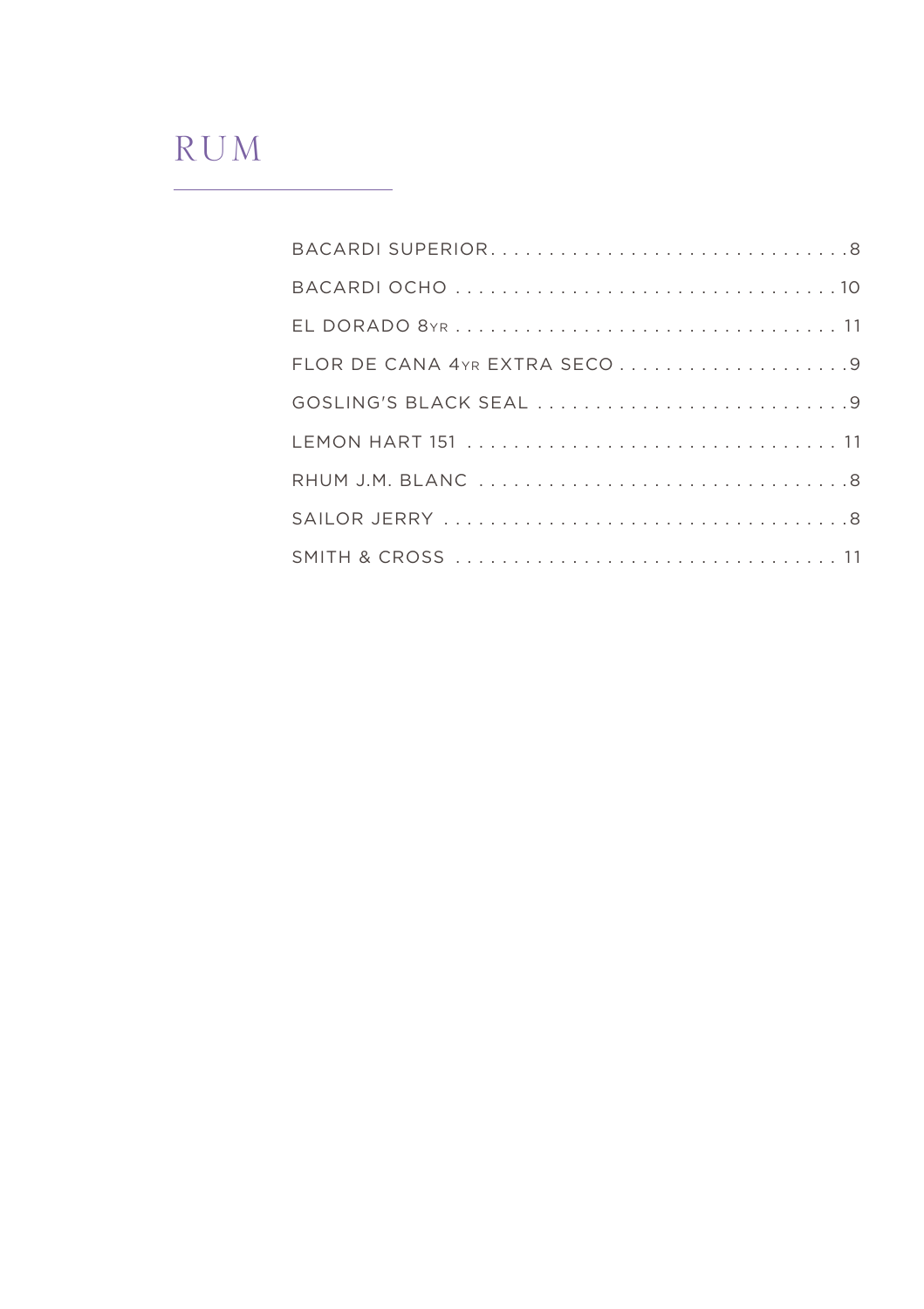# RUM

BACARDI SUPERIOR . . . . . . . . . . . . . . . . . . . . . . . . . . . . . . .8

BACARDI OCHO . . . . . . . . . . . . . . . . . . . . . . . . . . . . . . . . .10

EL DORADO 8YR . . . . . . . . . . . . . . . . . . . . . . . . . . . . . . . . 11

FLOR DE CANA 4YR EXTRA SECO . . . . . . . . . . . . . . . . . . . . .9

GOSLING'S BLACK SEAL . . . . . . . . . . . . . . . . . . . . . . . . . . .9

LEMON HART 151 . . . . . . . . . . . . . . . . . . . . . . . . . . . . . . . . 11

RHUM J.M. BLANC . . . . . . . . . . . . . . . . . . . . . . . . . . . . . . .8

SAILOR JERRY . . . . . . . . . . . . . . . . . . . . . . . . . . . . . . . . . .8

SMITH & CROSS . . . . . . . . . . . . . . . . . . . . . . . . . . . . . . . . . 11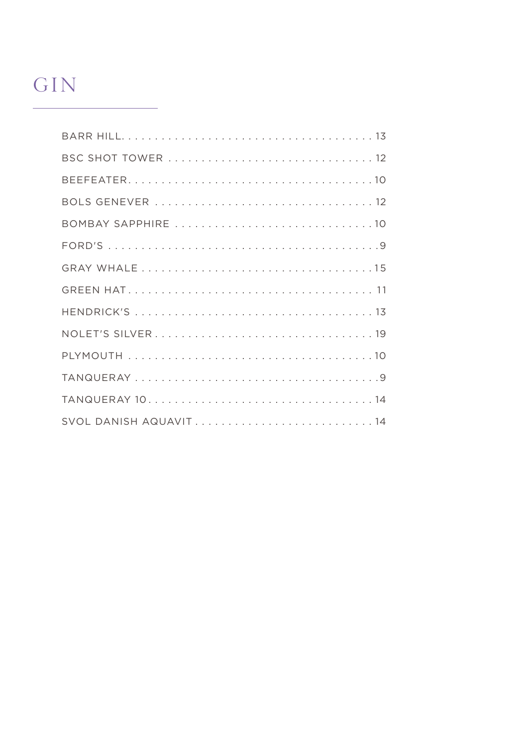# GIN

| | |
|---|---|
| BARR HILL | 13 |
| BSC SHOT TOWER | 12 |
| BEEFEATER | 10 |
| BOLS GENEVER | 12 |
| BOMBAY SAPPHIRE | 10 |
| FORD'S | 9 |
| GRAY WHALE | 15 |
| GREEN HAT | 11 |
| HENDRICK'S | 13 |
| NOLET'S SILVER | 19 |
| PLYMOUTH | 10 |
| TANQUERAY | 9 |
| TANQUERAY 10 | 14 |
| SVOL DANISH AQUAVIT | 14 |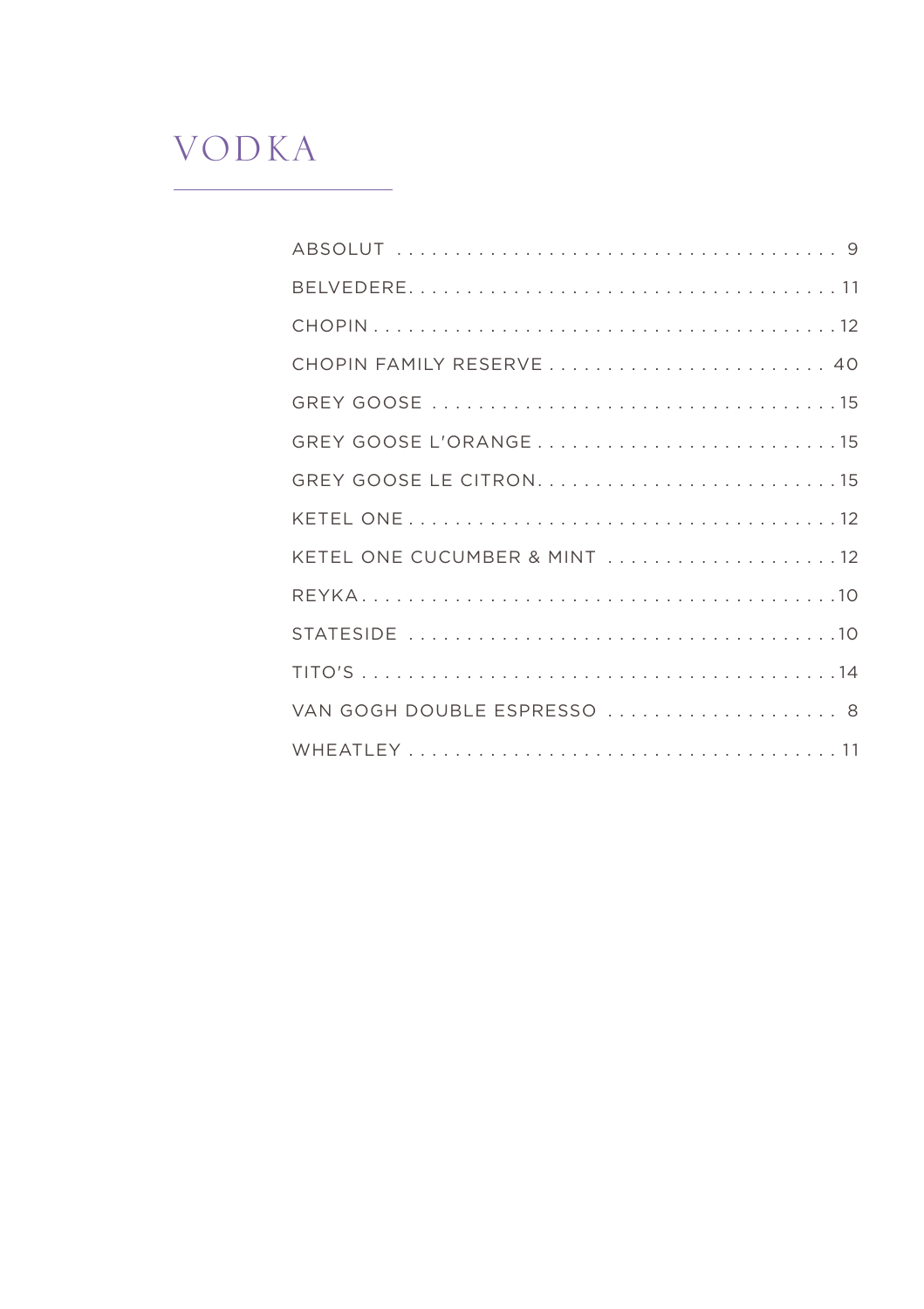# VODKA

| Item | Price |
|---|---|
| ABSOLUT | 9 |
| BELVEDERE | 11 |
| CHOPIN | 12 |
| CHOPIN FAMILY RESERVE | 40 |
| GREY GOOSE | 15 |
| GREY GOOSE L'ORANGE | 15 |
| GREY GOOSE LE CITRON | 15 |
| KETEL ONE | 12 |
| KETEL ONE CUCUMBER & MINT | 12 |
| REYKA | 10 |
| STATESIDE | 10 |
| TITO'S | 14 |
| VAN GOGH DOUBLE ESPRESSO | 8 |
| WHEATLEY | 11 |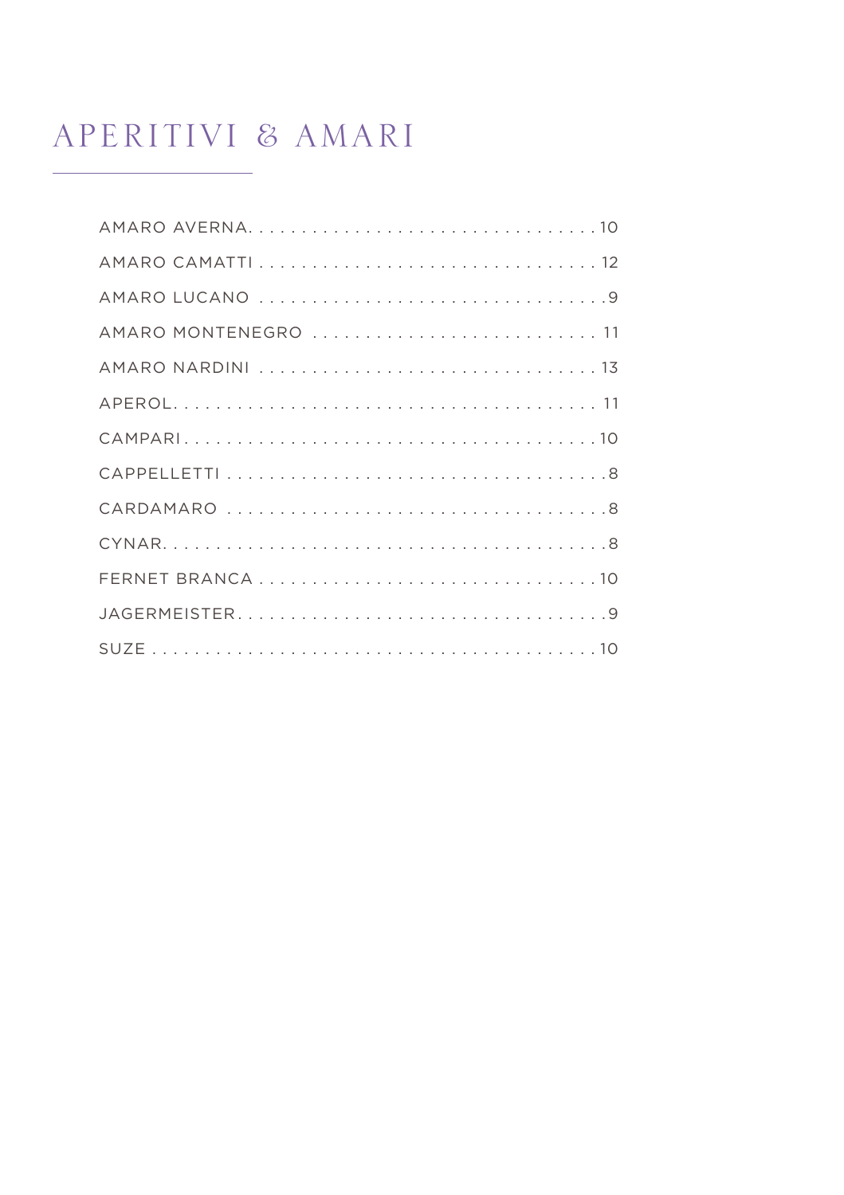# APERITIVI & AMARI

AMARO AVERNA . . . . . . . . . . . . . . . . . . . . . . . . . . . . . . . . . 10

AMARO CAMATTI . . . . . . . . . . . . . . . . . . . . . . . . . . . . . . . 12

AMARO LUCANO . . . . . . . . . . . . . . . . . . . . . . . . . . . . . . . . 9

AMARO MONTENEGRO . . . . . . . . . . . . . . . . . . . . . . . . . . . 11

AMARO NARDINI . . . . . . . . . . . . . . . . . . . . . . . . . . . . . . . 13

APEROL . . . . . . . . . . . . . . . . . . . . . . . . . . . . . . . . . . . . . . 11

CAMPARI . . . . . . . . . . . . . . . . . . . . . . . . . . . . . . . . . . . . 10

CAPPELLETTI . . . . . . . . . . . . . . . . . . . . . . . . . . . . . . . . . . 8

CARDAMARO . . . . . . . . . . . . . . . . . . . . . . . . . . . . . . . . . . 8

CYNAR . . . . . . . . . . . . . . . . . . . . . . . . . . . . . . . . . . . . . . . 8

FERNET BRANCA . . . . . . . . . . . . . . . . . . . . . . . . . . . . . . . 10

JAGERMEISTER . . . . . . . . . . . . . . . . . . . . . . . . . . . . . . . . . 9

SUZE . . . . . . . . . . . . . . . . . . . . . . . . . . . . . . . . . . . . . . . . 10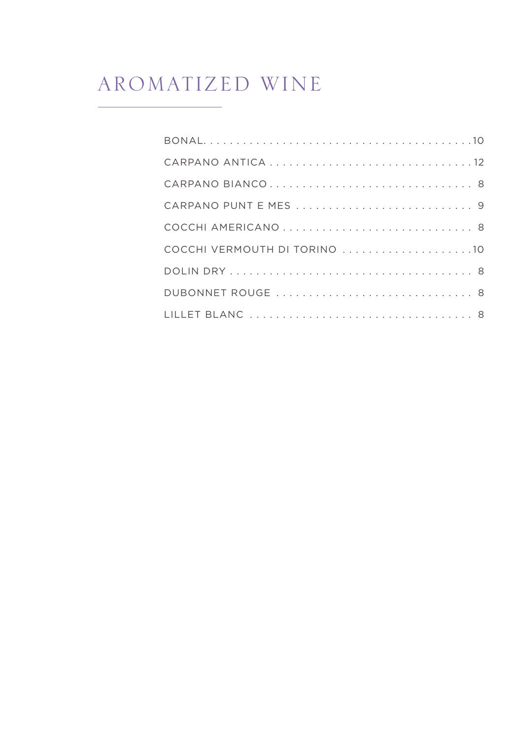# AROMATIZED WINE

BONAL. . . . . . . . . . . . . . . . . . . . . . . . . . . . . . . . . . . . . . . . .10

CARPANO ANTICA . . . . . . . . . . . . . . . . . . . . . . . . . . . . . . . .12

CARPANO BIANCO . . . . . . . . . . . . . . . . . . . . . . . . . . . . . . . 8

CARPANO PUNT E MES . . . . . . . . . . . . . . . . . . . . . . . . . . . 9

COCCHI AMERICANO . . . . . . . . . . . . . . . . . . . . . . . . . . . . . 8

COCCHI VERMOUTH DI TORINO . . . . . . . . . . . . . . . . . . . .10

DOLIN DRY . . . . . . . . . . . . . . . . . . . . . . . . . . . . . . . . . . . . . 8

DUBONNET ROUGE . . . . . . . . . . . . . . . . . . . . . . . . . . . . . . 8

LILLET BLANC . . . . . . . . . . . . . . . . . . . . . . . . . . . . . . . . . . 8